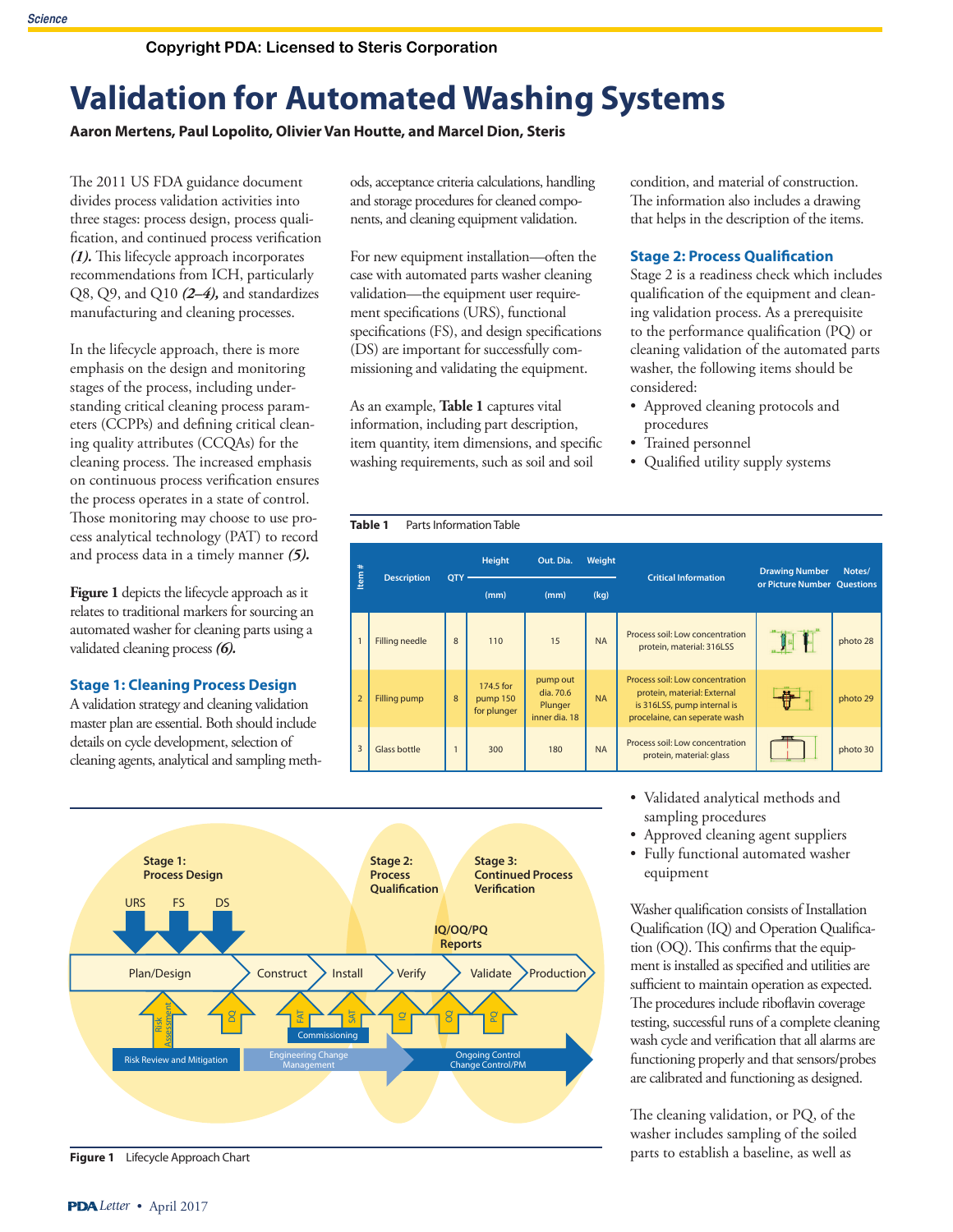Copyright PDA: Licensed to Steris Corporation

# Validation for Automated Washing Systems

**Aaron Mertens, Paul Lopolito, Olivier Van Houtte, and Marcel Dion, Steris**

The 2011 US FDA guidance document divides process validation activities into three stages: process design, process qualification, and continued process verification ***(1)***. This lifecycle approach incorporates recommendations from ICH, particularly Q8, Q9, and Q10 ***(2–4)***, and standardizes manufacturing and cleaning processes.

In the lifecycle approach, there is more emphasis on the design and monitoring stages of the process, including understanding critical cleaning process parameters (CCPPs) and defining critical cleaning quality attributes (CCQAs) for the cleaning process. The increased emphasis on continuous process verification ensures the process operates in a state of control. Those monitoring may choose to use process analytical technology (PAT) to record and process data in a timely manner ***(5)***.

**Figure 1** depicts the lifecycle approach as it relates to traditional markers for sourcing an automated washer for cleaning parts using a validated cleaning process ***(6)***.

## Stage 1: Cleaning Process Design

A validation strategy and cleaning validation master plan are essential. Both should include details on cycle development, selection of cleaning agents, analytical and sampling methods, acceptance criteria calculations, handling and storage procedures for cleaned components, and cleaning equipment validation.

For new equipment installation—often the case with automated parts washer cleaning validation—the equipment user requirement specifications (URS), functional specifications (FS), and design specifications (DS) are important for successfully commissioning and validating the equipment.

As an example, **Table 1** captures vital information, including part description, item quantity, item dimensions, and specific washing requirements, such as soil and soil condition, and material of construction. The information also includes a drawing that helps in the description of the items.

**Table 1** Parts Information Table

| Item # | Description | QTY | Height (mm) | Out. Dia. (mm) | Weight (kg) | Critical Information | Drawing Number or Picture Number | Notes/ Questions |
|---|---|---|---|---|---|---|---|---|
| 1 | Filling needle | 8 | 110 | 15 | NA | Process soil: Low concentration protein, material: 316LSS | | photo 28 |
| 2 | Filling pump | 8 | 174.5 for pump 150 for plunger | pump out dia. 70.6 Plunger inner dia. 18 | NA | Process soil: Low concentration protein, material: External is 316LSS, pump internal is procelaine, can seperate wash | | photo 29 |
| 3 | Glass bottle | 1 | 300 | 180 | NA | Process soil: Low concentration protein, material: glass | | photo 30 |

## Stage 2: Process Qualification

Stage 2 is a readiness check which includes qualification of the equipment and cleaning validation process. As a prerequisite to the performance qualification (PQ) or cleaning validation of the automated parts washer, the following items should be considered:

- Approved cleaning protocols and procedures
- Trained personnel
- Qualified utility supply systems
- Validated analytical methods and sampling procedures
- Approved cleaning agent suppliers
- Fully functional automated washer equipment

Washer qualification consists of Installation Qualification (IQ) and Operation Qualification (OQ). This confirms that the equipment is installed as specified and utilities are sufficient to maintain operation as expected. The procedures include riboflavin coverage testing, successful runs of a complete cleaning wash cycle and verification that all alarms are functioning properly and that sensors/probes are calibrated and functioning as designed.

The cleaning validation, or PQ, of the washer includes sampling of the soiled parts to establish a baseline, as well as

Stage 1: Process Design | Stage 2: Process Qualification | Stage 3: Continued Process Verification

URS | FS | DS

Plan/Design → Construct → Install → Verify → Validate → Production

IQ/OQ/PQ Reports

Risk Assessment | DQ | FAT | SAT | IQ | OQ | PQ

Commissioning

Risk Review and Mitigation | Engineering Change Management | Ongoing Control Change Control/PM

**Figure 1** Lifecycle Approach Chart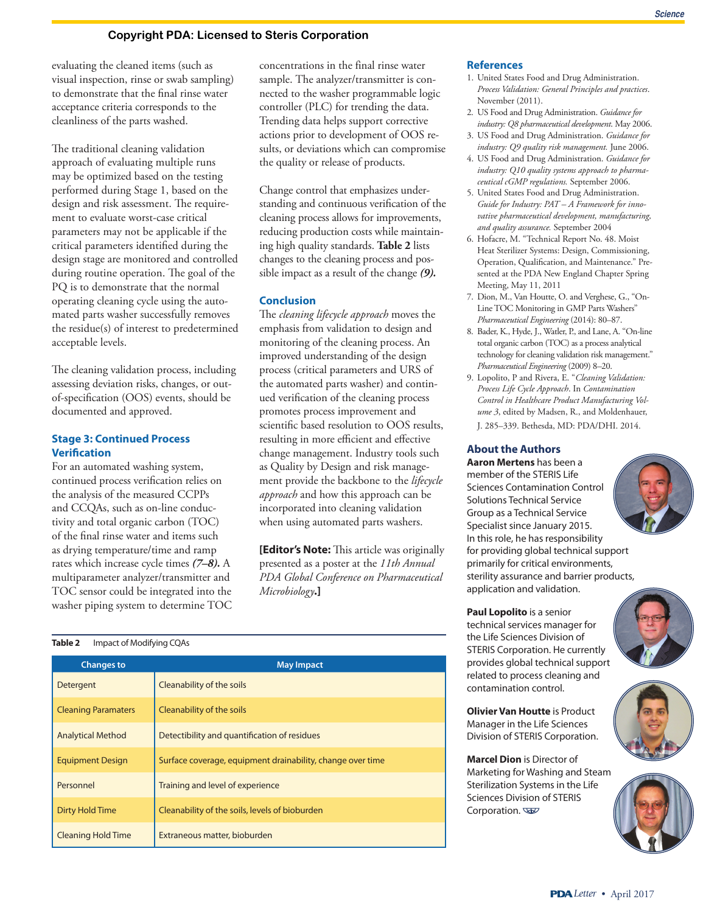evaluating the cleaned items (such as visual inspection, rinse or swab sampling) to demonstrate that the final rinse water acceptance criteria corresponds to the cleanliness of the parts washed.

The traditional cleaning validation approach of evaluating multiple runs may be optimized based on the testing performed during Stage 1, based on the design and risk assessment. The requirement to evaluate worst-case critical parameters may not be applicable if the critical parameters identified during the design stage are monitored and controlled during routine operation. The goal of the PQ is to demonstrate that the normal operating cleaning cycle using the automated parts washer successfully removes the residue(s) of interest to predetermined acceptable levels.

The cleaning validation process, including assessing deviation risks, changes, or out-of-specification (OOS) events, should be documented and approved.

### Stage 3: Continued Process Verification

For an automated washing system, continued process verification relies on the analysis of the measured CCPPs and CCQAs, such as on-line conductivity and total organic carbon (TOC) of the final rinse water and items such as drying temperature/time and ramp rates which increase cycle times ***(7–8).*** A multiparameter analyzer/transmitter and TOC sensor could be integrated into the washer piping system to determine TOC concentrations in the final rinse water sample. The analyzer/transmitter is connected to the washer programmable logic controller (PLC) for trending the data. Trending data helps support corrective actions prior to development of OOS results, or deviations which can compromise the quality or release of products.

Change control that emphasizes understanding and continuous verification of the cleaning process allows for improvements, reducing production costs while maintaining high quality standards. **Table 2** lists changes to the cleaning process and possible impact as a result of the change ***(9).***

### Conclusion

The *cleaning lifecycle approach* moves the emphasis from validation to design and monitoring of the cleaning process. An improved understanding of the design process (critical parameters and URS of the automated parts washer) and continued verification of the cleaning process promotes process improvement and scientific based resolution to OOS results, resulting in more efficient and effective change management. Industry tools such as Quality by Design and risk management provide the backbone to the *lifecycle approach* and how this approach can be incorporated into cleaning validation when using automated parts washers.

**[Editor's Note:** This article was originally presented as a poster at the *11th Annual PDA Global Conference on Pharmaceutical Microbiology*.**]**

**Table 2** Impact of Modifying CQAs

| Changes to | May Impact |
|---|---|
| Detergent | Cleanability of the soils |
| Cleaning Paramaters | Cleanability of the soils |
| Analytical Method | Detectibility and quantification of residues |
| Equipment Design | Surface coverage, equipment drainability, change over time |
| Personnel | Training and level of experience |
| Dirty Hold Time | Cleanability of the soils, levels of bioburden |
| Cleaning Hold Time | Extraneous matter, bioburden |

### References

1. United States Food and Drug Administration. *Process Validation: General Principles and practices*. November (2011).
2. US Food and Drug Administration. *Guidance for industry: Q8 pharmaceutical development*. May 2006.
3. US Food and Drug Administration. *Guidance for industry: Q9 quality risk management*. June 2006.
4. US Food and Drug Administration. *Guidance for industry: Q10 quality systems approach to pharmaceutical cGMP regulations*. September 2006.
5. United States Food and Drug Administration. *Guide for Industry: PAT – A Framework for innovative pharmaceutical development, manufacturing, and quality assurance*. September 2004
6. Hofacre, M. "Technical Report No. 48. Moist Heat Sterilizer Systems: Design, Commissioning, Operation, Qualification, and Maintenance." Presented at the PDA New England Chapter Spring Meeting, May 11, 2011
7. Dion, M., Van Houtte, O. and Verghese, G., "On-Line TOC Monitoring in GMP Parts Washers" *Pharmaceutical Engineering* (2014): 80–87.
8. Bader, K., Hyde, J., Watler, P., and Lane, A. "On-line total organic carbon (TOC) as a process analytical technology for cleaning validation risk management." *Pharmaceutical Engineering* (2009) 8–20.
9. Lopolito, P and Rivera, E. "*Cleaning Validation: Process Life Cycle Approach*. In *Contamination Control in Healthcare Product Manufacturing Volume 3*, edited by Madsen, R., and Moldenhauer, J. 285–339. Bethesda, MD: PDA/DHI. 2014.

### About the Authors

**Aaron Mertens** has been a member of the STERIS Life Sciences Contamination Control Solutions Technical Service Group as a Technical Service Specialist since January 2015. In this role, he has responsibility for providing global technical support primarily for critical environments, sterility assurance and barrier products, application and validation.

**Paul Lopolito** is a senior technical services manager for the Life Sciences Division of STERIS Corporation. He currently provides global technical support related to process cleaning and contamination control.

**Olivier Van Houtte** is Product Manager in the Life Sciences Division of STERIS Corporation.

**Marcel Dion** is Director of Marketing for Washing and Steam Sterilization Systems in the Life Sciences Division of STERIS Corporation.